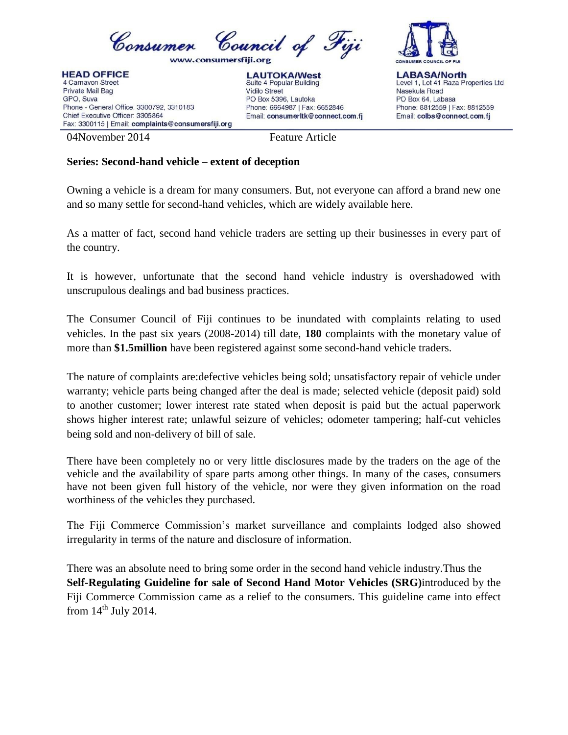Consumer Council of Fiji

www.consumersfiji.org

**HEAD OFFICE**
4 Carnavon Street
Private Mail Bag
GPO, Suva
Phone - General Office: 3300792, 3310183
Chief Executive Officer: 3305864
Fax: 3300115 | Email: **complaints@consumersfiji.org**

**LAUTOKA/West**
Suite 4 Popular Building
Vidilo Street
PO Box 5396, Lautoka
Phone: 6664987 | Fax: 6652846
Email: **consumerltk@connect.com.fj**

**LABASA/North**
Level 1, Lot 41 Raza Properties Ltd
Nasekula Road
PO Box 64, Labasa
Phone: 8812559 | Fax: 8812559
Email: **colbs@connect.com.fj**

04November 2014 Feature Article

**Series: Second-hand vehicle – extent of deception**

Owning a vehicle is a dream for many consumers. But, not everyone can afford a brand new one and so many settle for second-hand vehicles, which are widely available here.

As a matter of fact, second hand vehicle traders are setting up their businesses in every part of the country.

It is however, unfortunate that the second hand vehicle industry is overshadowed with unscrupulous dealings and bad business practices.

The Consumer Council of Fiji continues to be inundated with complaints relating to used vehicles. In the past six years (2008-2014) till date, **180** complaints with the monetary value of more than **$1.5million** have been registered against some second-hand vehicle traders.

The nature of complaints are:defective vehicles being sold; unsatisfactory repair of vehicle under warranty; vehicle parts being changed after the deal is made; selected vehicle (deposit paid) sold to another customer; lower interest rate stated when deposit is paid but the actual paperwork shows higher interest rate; unlawful seizure of vehicles; odometer tampering; half-cut vehicles being sold and non-delivery of bill of sale.

There have been completely no or very little disclosures made by the traders on the age of the vehicle and the availability of spare parts among other things. In many of the cases, consumers have not been given full history of the vehicle, nor were they given information on the road worthiness of the vehicles they purchased.

The Fiji Commerce Commission's market surveillance and complaints lodged also showed irregularity in terms of the nature and disclosure of information.

There was an absolute need to bring some order in the second hand vehicle industry.Thus the **Self-Regulating Guideline for sale of Second Hand Motor Vehicles (SRG)**introduced by the Fiji Commerce Commission came as a relief to the consumers. This guideline came into effect from 14th July 2014.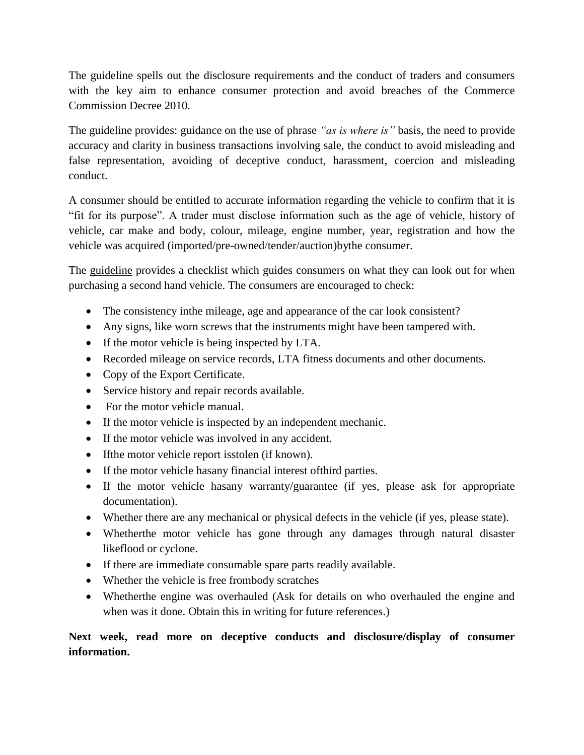The guideline spells out the disclosure requirements and the conduct of traders and consumers with the key aim to enhance consumer protection and avoid breaches of the Commerce Commission Decree 2010.

The guideline provides: guidance on the use of phrase *"as is where is"* basis, the need to provide accuracy and clarity in business transactions involving sale, the conduct to avoid misleading and false representation, avoiding of deceptive conduct, harassment, coercion and misleading conduct.

A consumer should be entitled to accurate information regarding the vehicle to confirm that it is "fit for its purpose". A trader must disclose information such as the age of vehicle, history of vehicle, car make and body, colour, mileage, engine number, year, registration and how the vehicle was acquired (imported/pre-owned/tender/auction)bythe consumer.

The guideline provides a checklist which guides consumers on what they can look out for when purchasing a second hand vehicle. The consumers are encouraged to check:

- The consistency inthe mileage, age and appearance of the car look consistent?
- Any signs, like worn screws that the instruments might have been tampered with.
- If the motor vehicle is being inspected by LTA.
- Recorded mileage on service records, LTA fitness documents and other documents.
- Copy of the Export Certificate.
- Service history and repair records available.
- For the motor vehicle manual.
- If the motor vehicle is inspected by an independent mechanic.
- If the motor vehicle was involved in any accident.
- Ifthe motor vehicle report isstolen (if known).
- If the motor vehicle hasany financial interest ofthird parties.
- If the motor vehicle hasany warranty/guarantee (if yes, please ask for appropriate documentation).
- Whether there are any mechanical or physical defects in the vehicle (if yes, please state).
- Whetherthe motor vehicle has gone through any damages through natural disaster likeflood or cyclone.
- If there are immediate consumable spare parts readily available.
- Whether the vehicle is free frombody scratches
- Whetherthe engine was overhauled (Ask for details on who overhauled the engine and when was it done. Obtain this in writing for future references.)

**Next week, read more on deceptive conducts and disclosure/display of consumer information.**